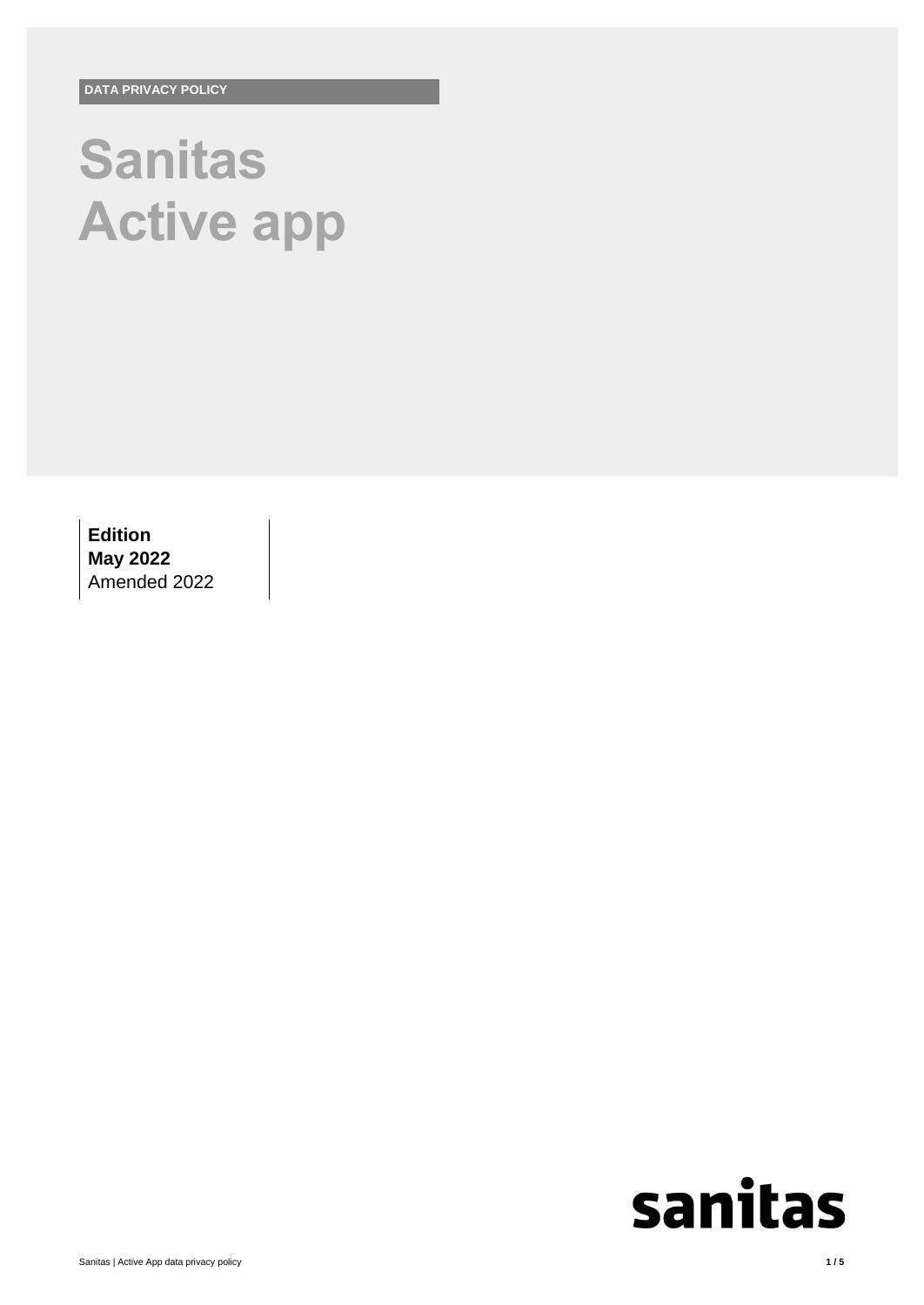DATA PRIVACY POLICY

# Sanitas Active app

**Edition**
**May 2022**
Amended 2022

sanitas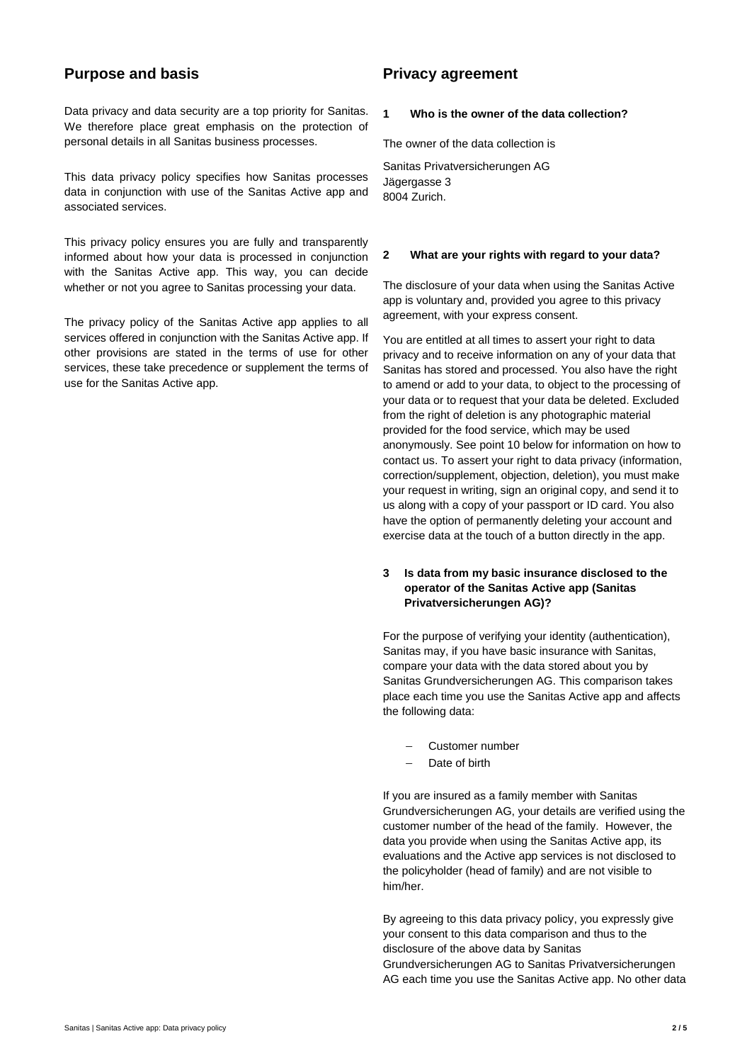## Purpose and basis

Data privacy and data security are a top priority for Sanitas. We therefore place great emphasis on the protection of personal details in all Sanitas business processes.

This data privacy policy specifies how Sanitas processes data in conjunction with use of the Sanitas Active app and associated services.

This privacy policy ensures you are fully and transparently informed about how your data is processed in conjunction with the Sanitas Active app. This way, you can decide whether or not you agree to Sanitas processing your data.

The privacy policy of the Sanitas Active app applies to all services offered in conjunction with the Sanitas Active app. If other provisions are stated in the terms of use for other services, these take precedence or supplement the terms of use for the Sanitas Active app.

## Privacy agreement

### 1 Who is the owner of the data collection?

The owner of the data collection is

Sanitas Privatversicherungen AG
Jägergasse 3
8004 Zurich.

### 2 What are your rights with regard to your data?

The disclosure of your data when using the Sanitas Active app is voluntary and, provided you agree to this privacy agreement, with your express consent.

You are entitled at all times to assert your right to data privacy and to receive information on any of your data that Sanitas has stored and processed. You also have the right to amend or add to your data, to object to the processing of your data or to request that your data be deleted. Excluded from the right of deletion is any photographic material provided for the food service, which may be used anonymously. See point 10 below for information on how to contact us. To assert your right to data privacy (information, correction/supplement, objection, deletion), you must make your request in writing, sign an original copy, and send it to us along with a copy of your passport or ID card. You also have the option of permanently deleting your account and exercise data at the touch of a button directly in the app.

### 3 Is data from my basic insurance disclosed to the operator of the Sanitas Active app (Sanitas Privatversicherungen AG)?

For the purpose of verifying your identity (authentication), Sanitas may, if you have basic insurance with Sanitas, compare your data with the data stored about you by Sanitas Grundversicherungen AG. This comparison takes place each time you use the Sanitas Active app and affects the following data:

- Customer number
- Date of birth

If you are insured as a family member with Sanitas Grundversicherungen AG, your details are verified using the customer number of the head of the family. However, the data you provide when using the Sanitas Active app, its evaluations and the Active app services is not disclosed to the policyholder (head of family) and are not visible to him/her.

By agreeing to this data privacy policy, you expressly give your consent to this data comparison and thus to the disclosure of the above data by Sanitas Grundversicherungen AG to Sanitas Privatversicherungen AG each time you use the Sanitas Active app. No other data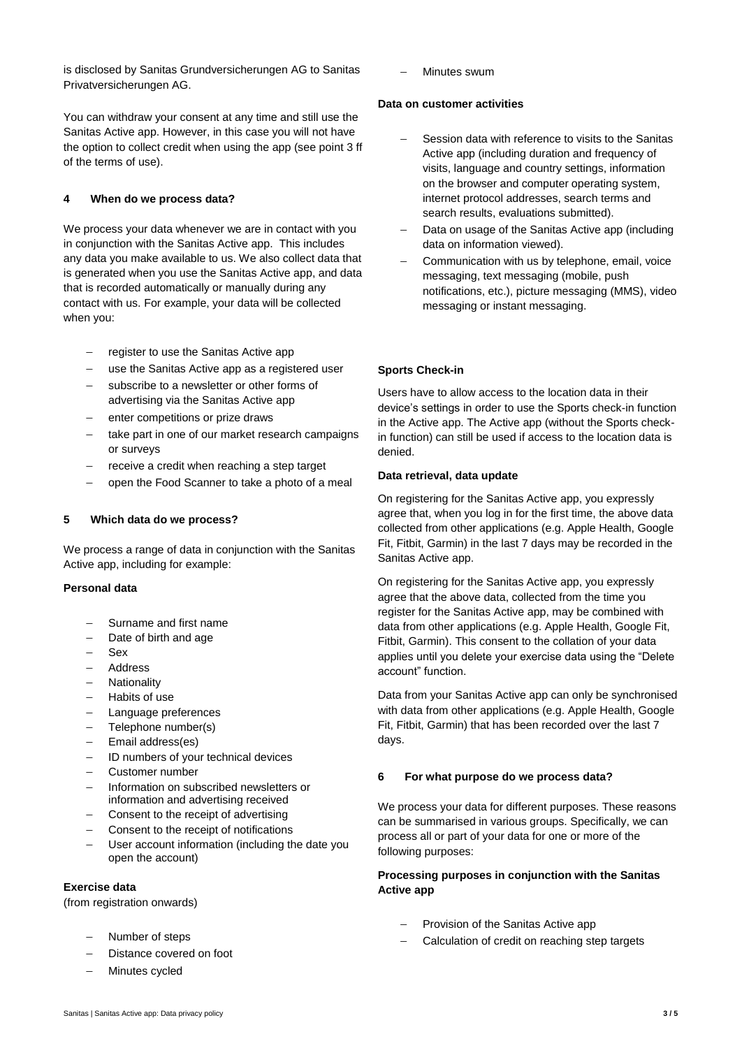is disclosed by Sanitas Grundversicherungen AG to Sanitas Privatversicherungen AG.

You can withdraw your consent at any time and still use the Sanitas Active app. However, in this case you will not have the option to collect credit when using the app (see point 3 ff of the terms of use).

## 4 When do we process data?

We process your data whenever we are in contact with you in conjunction with the Sanitas Active app. This includes any data you make available to us. We also collect data that is generated when you use the Sanitas Active app, and data that is recorded automatically or manually during any contact with us. For example, your data will be collected when you:

- register to use the Sanitas Active app
- use the Sanitas Active app as a registered user
- subscribe to a newsletter or other forms of advertising via the Sanitas Active app
- enter competitions or prize draws
- take part in one of our market research campaigns or surveys
- receive a credit when reaching a step target
- open the Food Scanner to take a photo of a meal

## 5 Which data do we process?

We process a range of data in conjunction with the Sanitas Active app, including for example:

**Personal data**

- Surname and first name
- Date of birth and age
- Sex
- Address
- Nationality
- Habits of use
- Language preferences
- Telephone number(s)
- Email address(es)
- ID numbers of your technical devices
- Customer number
- Information on subscribed newsletters or information and advertising received
- Consent to the receipt of advertising
- Consent to the receipt of notifications
- User account information (including the date you open the account)

**Exercise data**
(from registration onwards)

- Number of steps
- Distance covered on foot
- Minutes cycled
- Minutes swum

**Data on customer activities**

- Session data with reference to visits to the Sanitas Active app (including duration and frequency of visits, language and country settings, information on the browser and computer operating system, internet protocol addresses, search terms and search results, evaluations submitted).
- Data on usage of the Sanitas Active app (including data on information viewed).
- Communication with us by telephone, email, voice messaging, text messaging (mobile, push notifications, etc.), picture messaging (MMS), video messaging or instant messaging.

**Sports Check-in**

Users have to allow access to the location data in their device's settings in order to use the Sports check-in function in the Active app. The Active app (without the Sports check-in function) can still be used if access to the location data is denied.

**Data retrieval, data update**

On registering for the Sanitas Active app, you expressly agree that, when you log in for the first time, the above data collected from other applications (e.g. Apple Health, Google Fit, Fitbit, Garmin) in the last 7 days may be recorded in the Sanitas Active app.

On registering for the Sanitas Active app, you expressly agree that the above data, collected from the time you register for the Sanitas Active app, may be combined with data from other applications (e.g. Apple Health, Google Fit, Fitbit, Garmin). This consent to the collation of your data applies until you delete your exercise data using the "Delete account" function.

Data from your Sanitas Active app can only be synchronised with data from other applications (e.g. Apple Health, Google Fit, Fitbit, Garmin) that has been recorded over the last 7 days.

## 6 For what purpose do we process data?

We process your data for different purposes. These reasons can be summarised in various groups. Specifically, we can process all or part of your data for one or more of the following purposes:

**Processing purposes in conjunction with the Sanitas Active app**

- Provision of the Sanitas Active app
- Calculation of credit on reaching step targets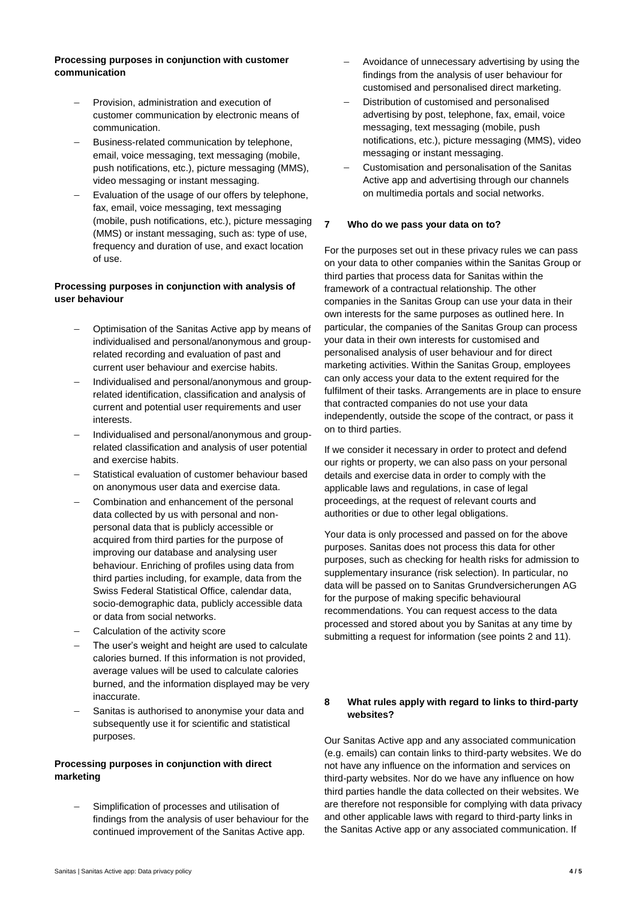**Processing purposes in conjunction with customer communication**

- Provision, administration and execution of customer communication by electronic means of communication.
- Business-related communication by telephone, email, voice messaging, text messaging (mobile, push notifications, etc.), picture messaging (MMS), video messaging or instant messaging.
- Evaluation of the usage of our offers by telephone, fax, email, voice messaging, text messaging (mobile, push notifications, etc.), picture messaging (MMS) or instant messaging, such as: type of use, frequency and duration of use, and exact location of use.

**Processing purposes in conjunction with analysis of user behaviour**

- Optimisation of the Sanitas Active app by means of individualised and personal/anonymous and group-related recording and evaluation of past and current user behaviour and exercise habits.
- Individualised and personal/anonymous and group-related identification, classification and analysis of current and potential user requirements and user interests.
- Individualised and personal/anonymous and group-related classification and analysis of user potential and exercise habits.
- Statistical evaluation of customer behaviour based on anonymous user data and exercise data.
- Combination and enhancement of the personal data collected by us with personal and non-personal data that is publicly accessible or acquired from third parties for the purpose of improving our database and analysing user behaviour. Enriching of profiles using data from third parties including, for example, data from the Swiss Federal Statistical Office, calendar data, socio-demographic data, publicly accessible data or data from social networks.
- Calculation of the activity score
- The user's weight and height are used to calculate calories burned. If this information is not provided, average values will be used to calculate calories burned, and the information displayed may be very inaccurate.
- Sanitas is authorised to anonymise your data and subsequently use it for scientific and statistical purposes.

**Processing purposes in conjunction with direct marketing**

- Simplification of processes and utilisation of findings from the analysis of user behaviour for the continued improvement of the Sanitas Active app.
- Avoidance of unnecessary advertising by using the findings from the analysis of user behaviour for customised and personalised direct marketing.
- Distribution of customised and personalised advertising by post, telephone, fax, email, voice messaging, text messaging (mobile, push notifications, etc.), picture messaging (MMS), video messaging or instant messaging.
- Customisation and personalisation of the Sanitas Active app and advertising through our channels on multimedia portals and social networks.

## 7 Who do we pass your data on to?

For the purposes set out in these privacy rules we can pass on your data to other companies within the Sanitas Group or third parties that process data for Sanitas within the framework of a contractual relationship. The other companies in the Sanitas Group can use your data in their own interests for the same purposes as outlined here. In particular, the companies of the Sanitas Group can process your data in their own interests for customised and personalised analysis of user behaviour and for direct marketing activities. Within the Sanitas Group, employees can only access your data to the extent required for the fulfilment of their tasks. Arrangements are in place to ensure that contracted companies do not use your data independently, outside the scope of the contract, or pass it on to third parties.

If we consider it necessary in order to protect and defend our rights or property, we can also pass on your personal details and exercise data in order to comply with the applicable laws and regulations, in case of legal proceedings, at the request of relevant courts and authorities or due to other legal obligations.

Your data is only processed and passed on for the above purposes. Sanitas does not process this data for other purposes, such as checking for health risks for admission to supplementary insurance (risk selection). In particular, no data will be passed on to Sanitas Grundversicherungen AG for the purpose of making specific behavioural recommendations. You can request access to the data processed and stored about you by Sanitas at any time by submitting a request for information (see points 2 and 11).

## 8 What rules apply with regard to links to third-party websites?

Our Sanitas Active app and any associated communication (e.g. emails) can contain links to third-party websites. We do not have any influence on the information and services on third-party websites. Nor do we have any influence on how third parties handle the data collected on their websites. We are therefore not responsible for complying with data privacy and other applicable laws with regard to third-party links in the Sanitas Active app or any associated communication. If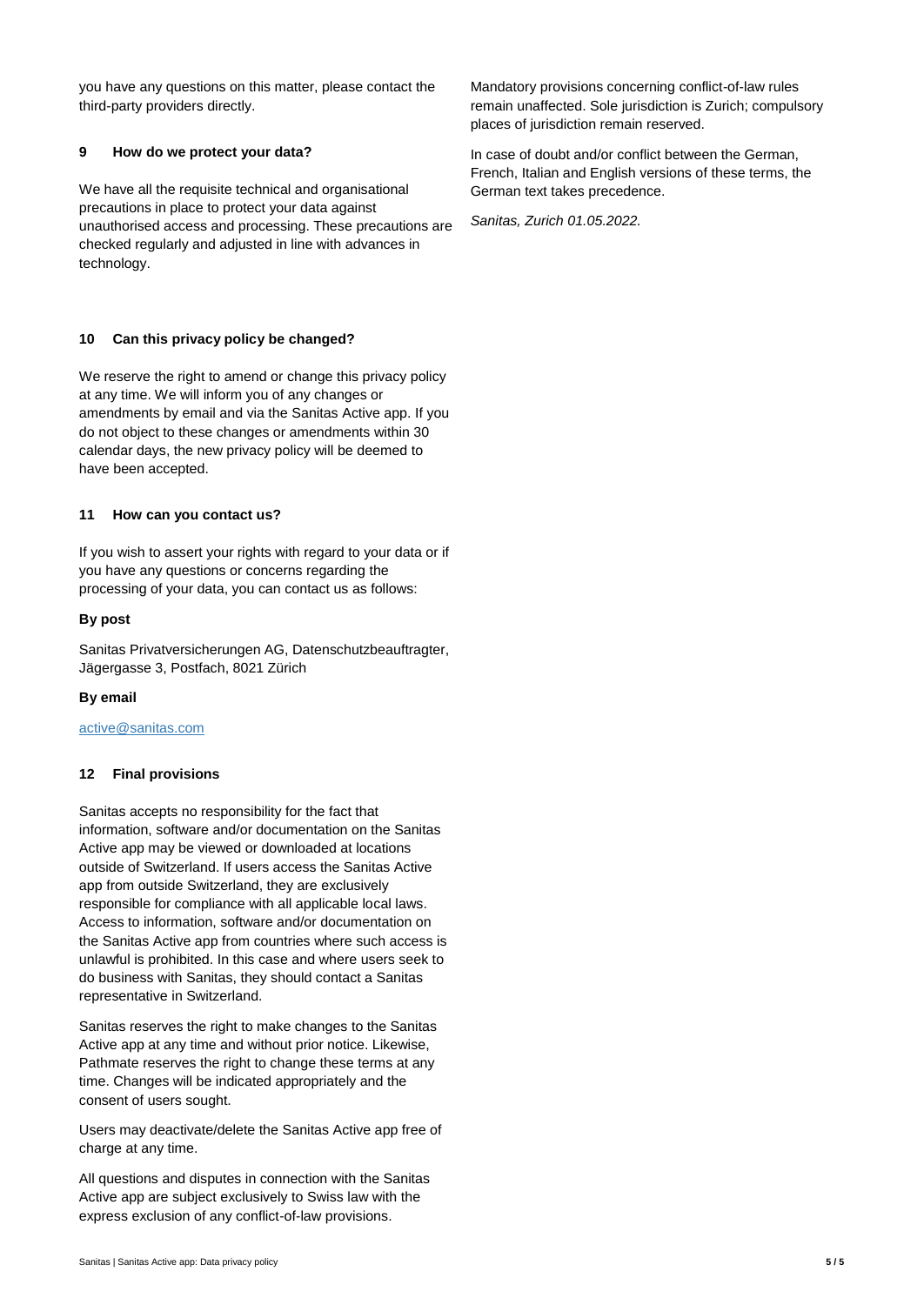you have any questions on this matter, please contact the third-party providers directly.

## 9 How do we protect your data?

We have all the requisite technical and organisational precautions in place to protect your data against unauthorised access and processing. These precautions are checked regularly and adjusted in line with advances in technology.

## 10 Can this privacy policy be changed?

We reserve the right to amend or change this privacy policy at any time. We will inform you of any changes or amendments by email and via the Sanitas Active app. If you do not object to these changes or amendments within 30 calendar days, the new privacy policy will be deemed to have been accepted.

## 11 How can you contact us?

If you wish to assert your rights with regard to your data or if you have any questions or concerns regarding the processing of your data, you can contact us as follows:

**By post**

Sanitas Privatversicherungen AG, Datenschutzbeauftragter, Jägergasse 3, Postfach, 8021 Zürich

**By email**

active@sanitas.com

## 12 Final provisions

Sanitas accepts no responsibility for the fact that information, software and/or documentation on the Sanitas Active app may be viewed or downloaded at locations outside of Switzerland. If users access the Sanitas Active app from outside Switzerland, they are exclusively responsible for compliance with all applicable local laws. Access to information, software and/or documentation on the Sanitas Active app from countries where such access is unlawful is prohibited. In this case and where users seek to do business with Sanitas, they should contact a Sanitas representative in Switzerland.

Sanitas reserves the right to make changes to the Sanitas Active app at any time and without prior notice. Likewise, Pathmate reserves the right to change these terms at any time. Changes will be indicated appropriately and the consent of users sought.

Users may deactivate/delete the Sanitas Active app free of charge at any time.

All questions and disputes in connection with the Sanitas Active app are subject exclusively to Swiss law with the express exclusion of any conflict-of-law provisions.

Mandatory provisions concerning conflict-of-law rules remain unaffected. Sole jurisdiction is Zurich; compulsory places of jurisdiction remain reserved.

In case of doubt and/or conflict between the German, French, Italian and English versions of these terms, the German text takes precedence.

*Sanitas, Zurich 01.05.2022.*